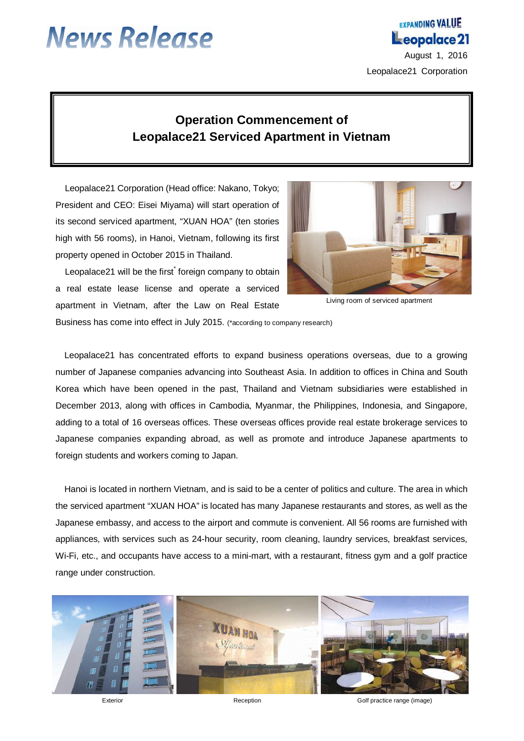# News Release

EXPANDING VALUE
Leopalace21

August 1, 2016

Leopalace21 Corporation

## Operation Commencement of Leopalace21 Serviced Apartment in Vietnam

Leopalace21 Corporation (Head office: Nakano, Tokyo; President and CEO: Eisei Miyama) will start operation of its second serviced apartment, "XUAN HOA" (ten stories high with 56 rooms), in Hanoi, Vietnam, following its first property opened in October 2015 in Thailand.

Leopalace21 will be the first* foreign company to obtain a real estate lease license and operate a serviced apartment in Vietnam, after the Law on Real Estate Business has come into effect in July 2015. (*according to company research)

Living room of serviced apartment

Leopalace21 has concentrated efforts to expand business operations overseas, due to a growing number of Japanese companies advancing into Southeast Asia. In addition to offices in China and South Korea which have been opened in the past, Thailand and Vietnam subsidiaries were established in December 2013, along with offices in Cambodia, Myanmar, the Philippines, Indonesia, and Singapore, adding to a total of 16 overseas offices. These overseas offices provide real estate brokerage services to Japanese companies expanding abroad, as well as promote and introduce Japanese apartments to foreign students and workers coming to Japan.

Hanoi is located in northern Vietnam, and is said to be a center of politics and culture. The area in which the serviced apartment "XUAN HOA" is located has many Japanese restaurants and stores, as well as the Japanese embassy, and access to the airport and commute is convenient. All 56 rooms are furnished with appliances, with services such as 24-hour security, room cleaning, laundry services, breakfast services, Wi-Fi, etc., and occupants have access to a mini-mart, with a restaurant, fitness gym and a golf practice range under construction.

Exterior

Reception

Golf practice range (image)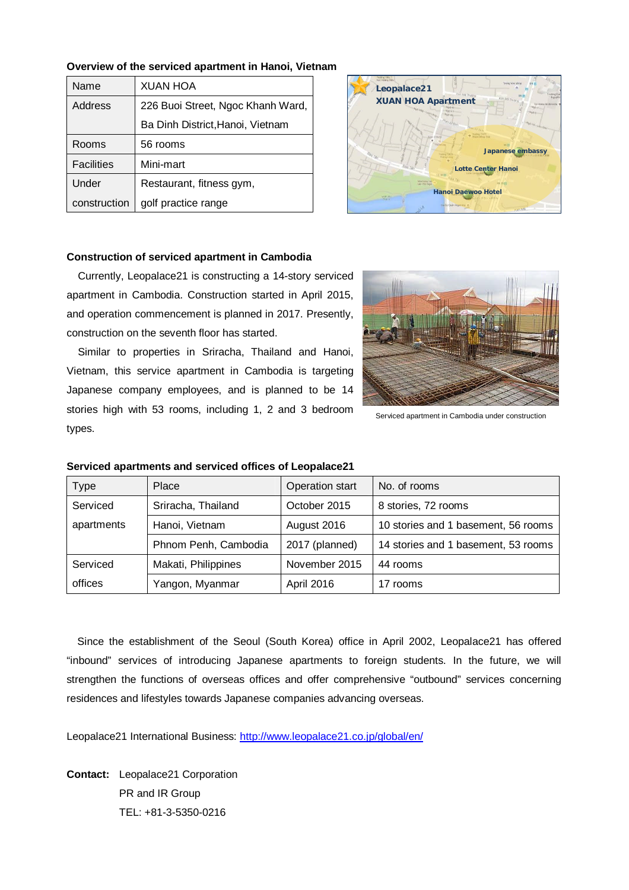**Overview of the serviced apartment in Hanoi, Vietnam**

| | |
|---|---|
| Name | XUAN HOA |
| Address | 226 Buoi Street, Ngoc Khanh Ward, Ba Dinh District,Hanoi, Vietnam |
| Rooms | 56 rooms |
| Facilities | Mini-mart |
| Under construction | Restaurant, fitness gym, golf practice range |

**Construction of serviced apartment in Cambodia**

Currently, Leopalace21 is constructing a 14-story serviced apartment in Cambodia. Construction started in April 2015, and operation commencement is planned in 2017. Presently, construction on the seventh floor has started.

Similar to properties in Sriracha, Thailand and Hanoi, Vietnam, this service apartment in Cambodia is targeting Japanese company employees, and is planned to be 14 stories high with 53 rooms, including 1, 2 and 3 bedroom types.

Serviced apartment in Cambodia under construction

**Serviced apartments and serviced offices of Leopalace21**

| Type | Place | Operation start | No. of rooms |
|---|---|---|---|
| Serviced apartments | Sriracha, Thailand | October 2015 | 8 stories, 72 rooms |
| | Hanoi, Vietnam | August 2016 | 10 stories and 1 basement, 56 rooms |
| | Phnom Penh, Cambodia | 2017 (planned) | 14 stories and 1 basement, 53 rooms |
| Serviced offices | Makati, Philippines | November 2015 | 44 rooms |
| | Yangon, Myanmar | April 2016 | 17 rooms |

Since the establishment of the Seoul (South Korea) office in April 2002, Leopalace21 has offered “inbound” services of introducing Japanese apartments to foreign students. In the future, we will strengthen the functions of overseas offices and offer comprehensive “outbound” services concerning residences and lifestyles towards Japanese companies advancing overseas.

Leopalace21 International Business: http://www.leopalace21.co.jp/global/en/

**Contact:** Leopalace21 Corporation
PR and IR Group
TEL: +81-3-5350-0216